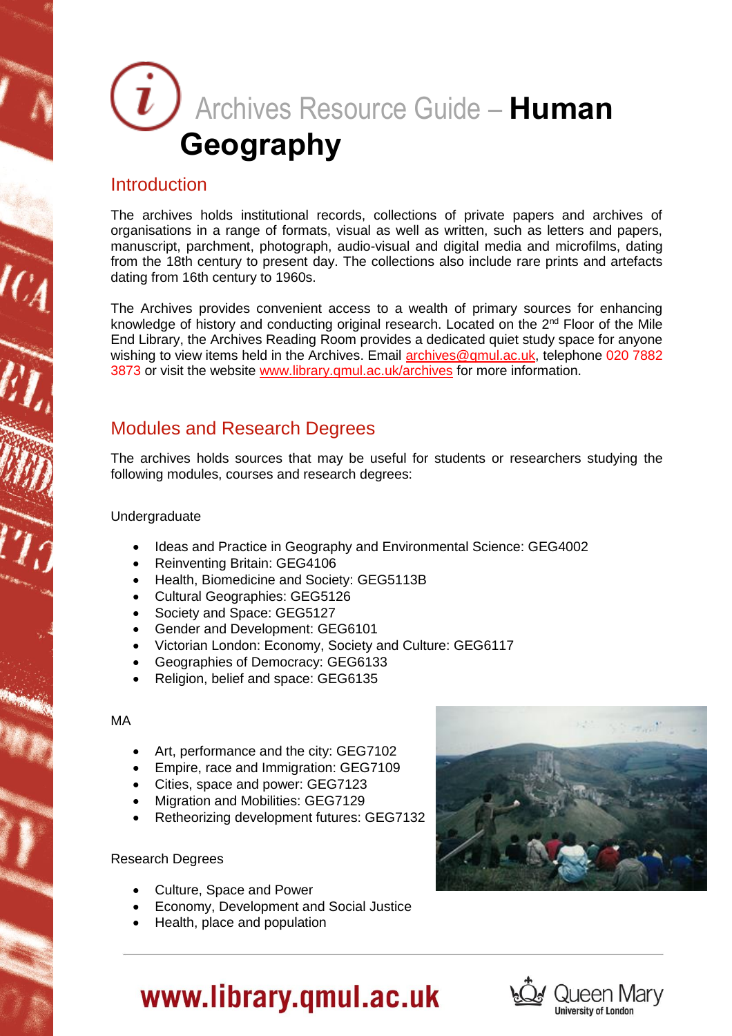# Archives Resource Guide – **Human Geography**

## Introduction

The archives holds institutional records, collections of private papers and archives of organisations in a range of formats, visual as well as written, such as letters and papers, manuscript, parchment, photograph, audio-visual and digital media and microfilms, dating from the 18th century to present day. The collections also include rare prints and artefacts dating from 16th century to 1960s.

The Archives provides convenient access to a wealth of primary sources for enhancing knowledge of history and conducting original research. Located on the 2nd Floor of the Mile End Library, the Archives Reading Room provides a dedicated quiet study space for anyone wishing to view items held in the Archives. Email archives@qmul.ac.uk, telephone 020 7882 3873 or visit the website www.library.qmul.ac.uk/archives for more information.

## Modules and Research Degrees

The archives holds sources that may be useful for students or researchers studying the following modules, courses and research degrees:

Undergraduate

- Ideas and Practice in Geography and Environmental Science: GEG4002
- Reinventing Britain: GEG4106
- Health, Biomedicine and Society: GEG5113B
- Cultural Geographies: GEG5126
- Society and Space: GEG5127
- Gender and Development: GEG6101
- Victorian London: Economy, Society and Culture: GEG6117
- Geographies of Democracy: GEG6133
- Religion, belief and space: GEG6135

MA

- Art, performance and the city: GEG7102
- Empire, race and Immigration: GEG7109
- Cities, space and power: GEG7123
- Migration and Mobilities: GEG7129
- Retheorizing development futures: GEG7132

Research Degrees

- Culture, Space and Power
- Economy, Development and Social Justice
- Health, place and population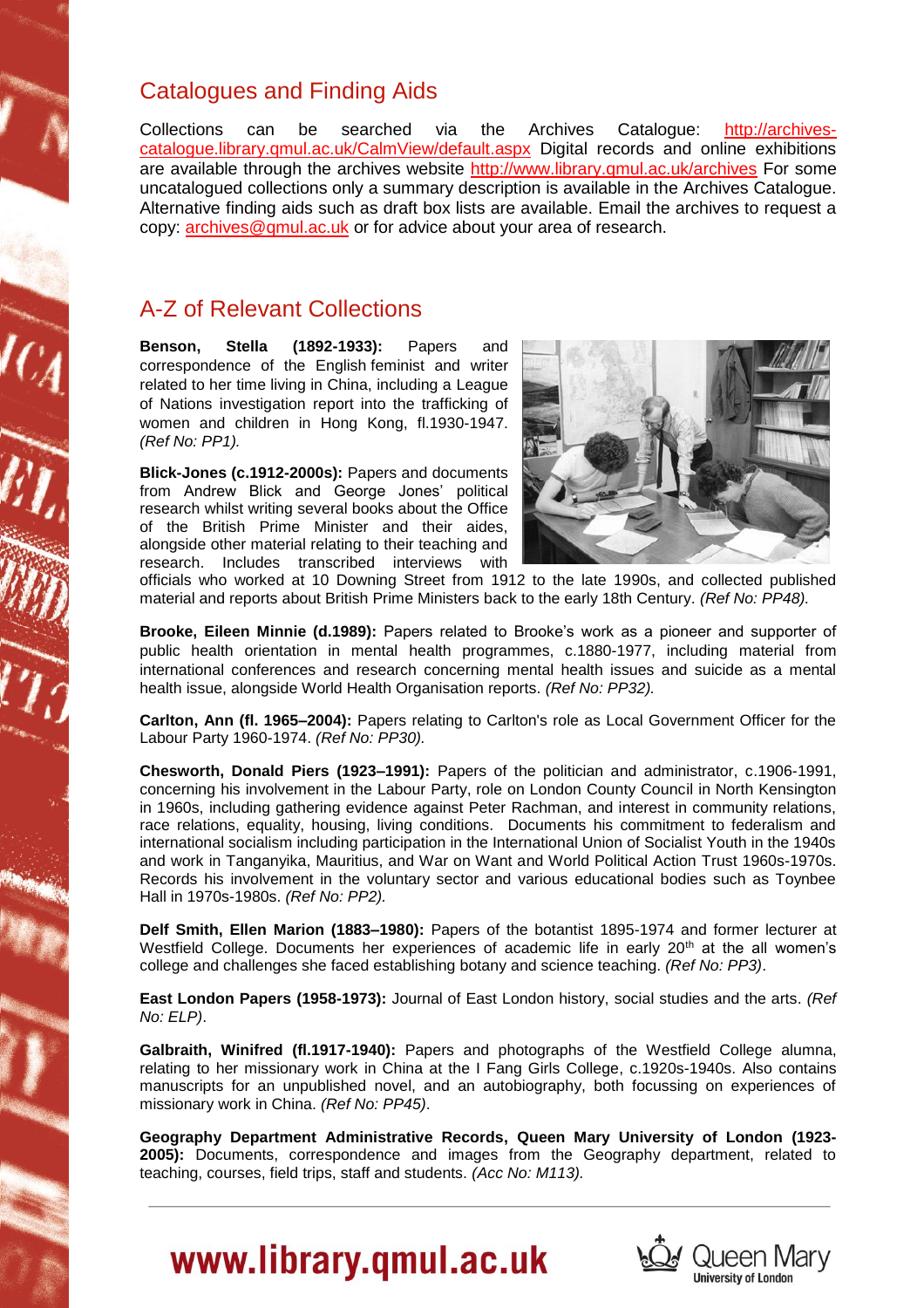## Catalogues and Finding Aids

Collections can be searched via the Archives Catalogue: http://archives-catalogue.library.qmul.ac.uk/CalmView/default.aspx Digital records and online exhibitions are available through the archives website http://www.library.qmul.ac.uk/archives For some uncatalogued collections only a summary description is available in the Archives Catalogue. Alternative finding aids such as draft box lists are available. Email the archives to request a copy: archives@qmul.ac.uk or for advice about your area of research.

## A-Z of Relevant Collections

**Benson, Stella (1892-1933):** Papers and correspondence of the English feminist and writer related to her time living in China, including a League of Nations investigation report into the trafficking of women and children in Hong Kong, fl.1930-1947. *(Ref No: PP1).*

**Blick-Jones (c.1912-2000s):** Papers and documents from Andrew Blick and George Jones' political research whilst writing several books about the Office of the British Prime Minister and their aides, alongside other material relating to their teaching and research. Includes transcribed interviews with officials who worked at 10 Downing Street from 1912 to the late 1990s, and collected published material and reports about British Prime Ministers back to the early 18th Century. *(Ref No: PP48).*

**Brooke, Eileen Minnie (d.1989):** Papers related to Brooke's work as a pioneer and supporter of public health orientation in mental health programmes, c.1880-1977, including material from international conferences and research concerning mental health issues and suicide as a mental health issue, alongside World Health Organisation reports. *(Ref No: PP32).*

**Carlton, Ann (fl. 1965–2004):** Papers relating to Carlton's role as Local Government Officer for the Labour Party 1960-1974. *(Ref No: PP30).*

**Chesworth, Donald Piers (1923–1991):** Papers of the politician and administrator, c.1906-1991, concerning his involvement in the Labour Party, role on London County Council in North Kensington in 1960s, including gathering evidence against Peter Rachman, and interest in community relations, race relations, equality, housing, living conditions. Documents his commitment to federalism and international socialism including participation in the International Union of Socialist Youth in the 1940s and work in Tanganyika, Mauritius, and War on Want and World Political Action Trust 1960s-1970s. Records his involvement in the voluntary sector and various educational bodies such as Toynbee Hall in 1970s-1980s. *(Ref No: PP2).*

**Delf Smith, Ellen Marion (1883–1980):** Papers of the botantist 1895-1974 and former lecturer at Westfield College. Documents her experiences of academic life in early 20th at the all women's college and challenges she faced establishing botany and science teaching. *(Ref No: PP3)*.

**East London Papers (1958-1973):** Journal of East London history, social studies and the arts. *(Ref No: ELP)*.

**Galbraith, Winifred (fl.1917-1940):** Papers and photographs of the Westfield College alumna, relating to her missionary work in China at the I Fang Girls College, c.1920s-1940s. Also contains manuscripts for an unpublished novel, and an autobiography, both focussing on experiences of missionary work in China. *(Ref No: PP45)*.

**Geography Department Administrative Records, Queen Mary University of London (1923-2005):** Documents, correspondence and images from the Geography department, related to teaching, courses, field trips, staff and students. *(Acc No: M113).*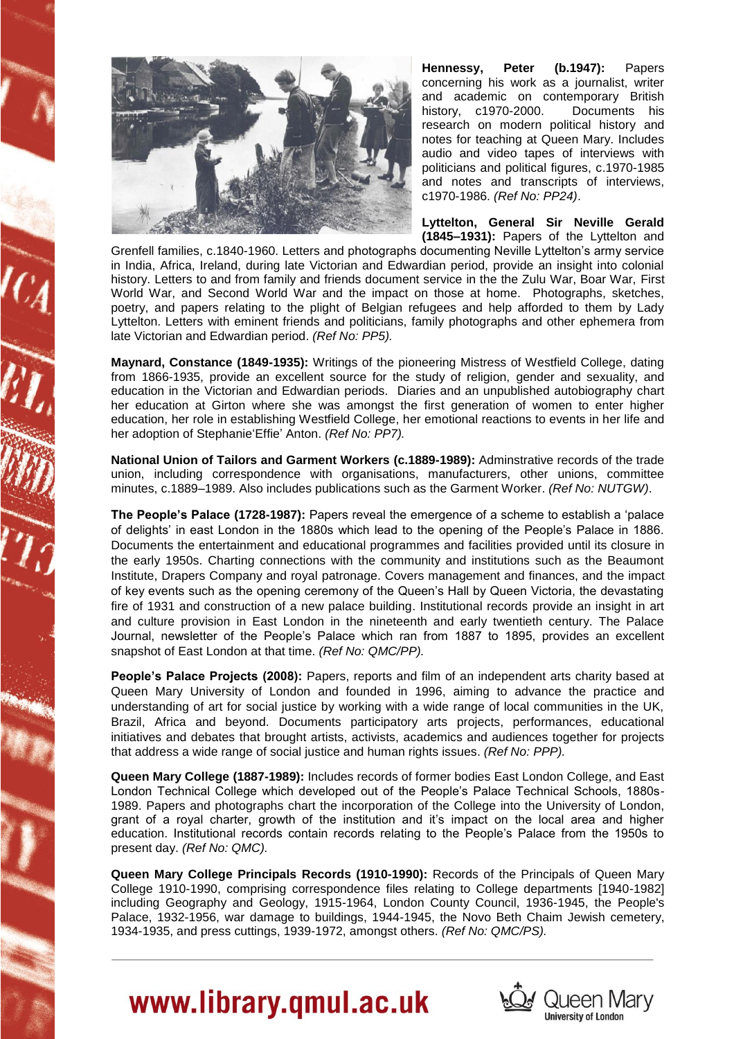**Hennessy, Peter (b.1947):** Papers concerning his work as a journalist, writer and academic on contemporary British history, c1970-2000. Documents his research on modern political history and notes for teaching at Queen Mary. Includes audio and video tapes of interviews with politicians and political figures, c.1970-1985 and notes and transcripts of interviews, c1970-1986. *(Ref No: PP24)*.

**Lyttelton, General Sir Neville Gerald (1845–1931):** Papers of the Lyttelton and Grenfell families, c.1840-1960. Letters and photographs documenting Neville Lyttelton's army service in India, Africa, Ireland, during late Victorian and Edwardian period, provide an insight into colonial history. Letters to and from family and friends document service in the the Zulu War, Boar War, First World War, and Second World War and the impact on those at home. Photographs, sketches, poetry, and papers relating to the plight of Belgian refugees and help afforded to them by Lady Lyttelton. Letters with eminent friends and politicians, family photographs and other ephemera from late Victorian and Edwardian period. *(Ref No: PP5).*

**Maynard, Constance (1849-1935):** Writings of the pioneering Mistress of Westfield College, dating from 1866-1935, provide an excellent source for the study of religion, gender and sexuality, and education in the Victorian and Edwardian periods. Diaries and an unpublished autobiography chart her education at Girton where she was amongst the first generation of women to enter higher education, her role in establishing Westfield College, her emotional reactions to events in her life and her adoption of Stephanie'Effie' Anton. *(Ref No: PP7).*

**National Union of Tailors and Garment Workers (c.1889-1989):** Adminstrative records of the trade union, including correspondence with organisations, manufacturers, other unions, committee minutes, c.1889–1989. Also includes publications such as the Garment Worker. *(Ref No: NUTGW)*.

**The People's Palace (1728-1987):** Papers reveal the emergence of a scheme to establish a 'palace of delights' in east London in the 1880s which lead to the opening of the People's Palace in 1886. Documents the entertainment and educational programmes and facilities provided until its closure in the early 1950s. Charting connections with the community and institutions such as the Beaumont Institute, Drapers Company and royal patronage. Covers management and finances, and the impact of key events such as the opening ceremony of the Queen's Hall by Queen Victoria, the devastating fire of 1931 and construction of a new palace building. Institutional records provide an insight in art and culture provision in East London in the nineteenth and early twentieth century. The Palace Journal, newsletter of the People's Palace which ran from 1887 to 1895, provides an excellent snapshot of East London at that time. *(Ref No: QMC/PP).*

**People's Palace Projects (2008):** Papers, reports and film of an independent arts charity based at Queen Mary University of London and founded in 1996, aiming to advance the practice and understanding of art for social justice by working with a wide range of local communities in the UK, Brazil, Africa and beyond. Documents participatory arts projects, performances, educational initiatives and debates that brought artists, activists, academics and audiences together for projects that address a wide range of social justice and human rights issues. *(Ref No: PPP).*

**Queen Mary College (1887-1989):** Includes records of former bodies East London College, and East London Technical College which developed out of the People's Palace Technical Schools, 1880s-1989. Papers and photographs chart the incorporation of the College into the University of London, grant of a royal charter, growth of the institution and it's impact on the local area and higher education. Institutional records contain records relating to the People's Palace from the 1950s to present day. *(Ref No: QMC).*

**Queen Mary College Principals Records (1910-1990):** Records of the Principals of Queen Mary College 1910-1990, comprising correspondence files relating to College departments [1940-1982] including Geography and Geology, 1915-1964, London County Council, 1936-1945, the People's Palace, 1932-1956, war damage to buildings, 1944-1945, the Novo Beth Chaim Jewish cemetery, 1934-1935, and press cuttings, 1939-1972, amongst others. *(Ref No: QMC/PS).*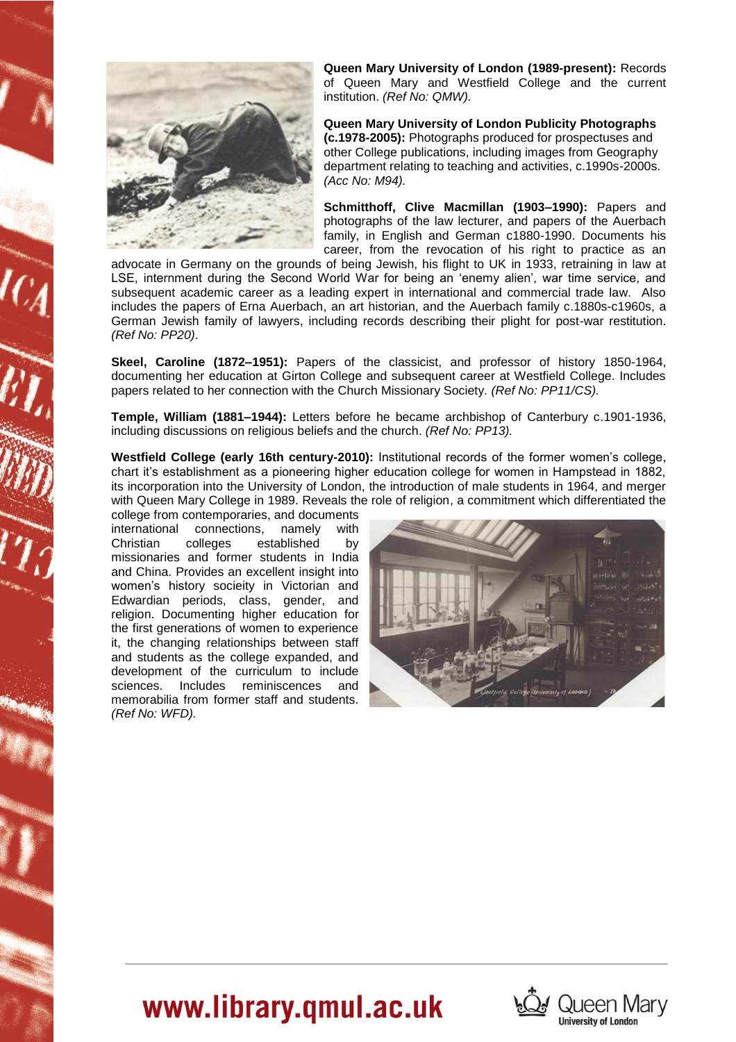**Queen Mary University of London (1989-present):** Records of Queen Mary and Westfield College and the current institution. *(Ref No: QMW).*

**Queen Mary University of London Publicity Photographs (c.1978-2005):** Photographs produced for prospectuses and other College publications, including images from Geography department relating to teaching and activities, c.1990s-2000s. *(Acc No: M94).*

**Schmitthoff, Clive Macmillan (1903–1990):** Papers and photographs of the law lecturer, and papers of the Auerbach family, in English and German c1880-1990. Documents his career, from the revocation of his right to practice as an advocate in Germany on the grounds of being Jewish, his flight to UK in 1933, retraining in law at LSE, internment during the Second World War for being an 'enemy alien', war time service, and subsequent academic career as a leading expert in international and commercial trade law. Also includes the papers of Erna Auerbach, an art historian, and the Auerbach family c.1880s-c1960s, a German Jewish family of lawyers, including records describing their plight for post-war restitution. *(Ref No: PP20).*

**Skeel, Caroline (1872–1951):** Papers of the classicist, and professor of history 1850-1964, documenting her education at Girton College and subsequent career at Westfield College. Includes papers related to her connection with the Church Missionary Society. *(Ref No: PP11/CS).*

**Temple, William (1881–1944):** Letters before he became archbishop of Canterbury c.1901-1936, including discussions on religious beliefs and the church. *(Ref No: PP13).*

**Westfield College (early 16th century-2010):** Institutional records of the former women's college, chart it's establishment as a pioneering higher education college for women in Hampstead in 1882, its incorporation into the University of London, the introduction of male students in 1964, and merger with Queen Mary College in 1989. Reveals the role of religion, a commitment which differentiated the college from contemporaries, and documents international connections, namely with Christian colleges established by missionaries and former students in India and China. Provides an excellent insight into women's history socieity in Victorian and Edwardian periods, class, gender, and religion. Documenting higher education for the first generations of women to experience it, the changing relationships between staff and students as the college expanded, and development of the curriculum to include sciences. Includes reminiscences and memorabilia from former staff and students. *(Ref No: WFD).*